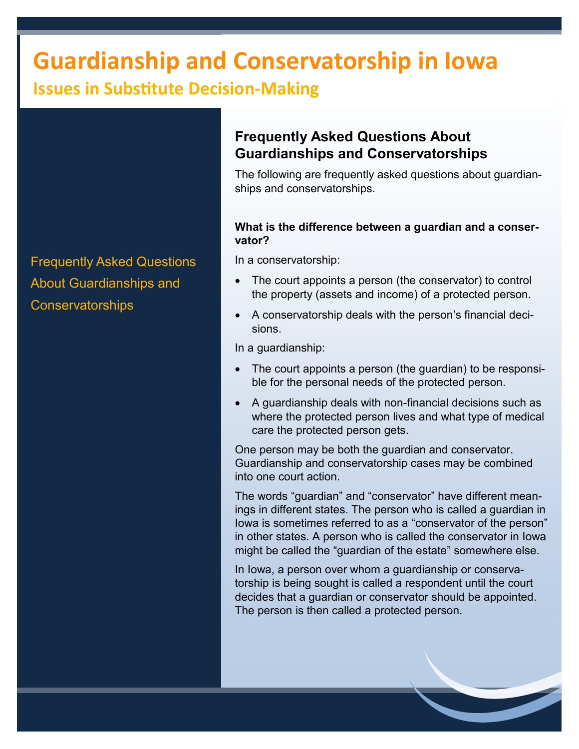# Guardianship and Conservatorship in Iowa

## Issues in Substitute Decision-Making

Frequently Asked Questions About Guardianships and Conservatorships

## Frequently Asked Questions About Guardianships and Conservatorships

The following are frequently asked questions about guardianships and conservatorships.

### What is the difference between a guardian and a conservator?

In a conservatorship:

- The court appoints a person (the conservator) to control the property (assets and income) of a protected person.
- A conservatorship deals with the person's financial decisions.

In a guardianship:

- The court appoints a person (the guardian) to be responsible for the personal needs of the protected person.
- A guardianship deals with non-financial decisions such as where the protected person lives and what type of medical care the protected person gets.

One person may be both the guardian and conservator. Guardianship and conservatorship cases may be combined into one court action.

The words "guardian" and "conservator" have different meanings in different states. The person who is called a guardian in Iowa is sometimes referred to as a "conservator of the person" in other states. A person who is called the conservator in Iowa might be called the "guardian of the estate" somewhere else.

In Iowa, a person over whom a guardianship or conservatorship is being sought is called a respondent until the court decides that a guardian or conservator should be appointed. The person is then called a protected person.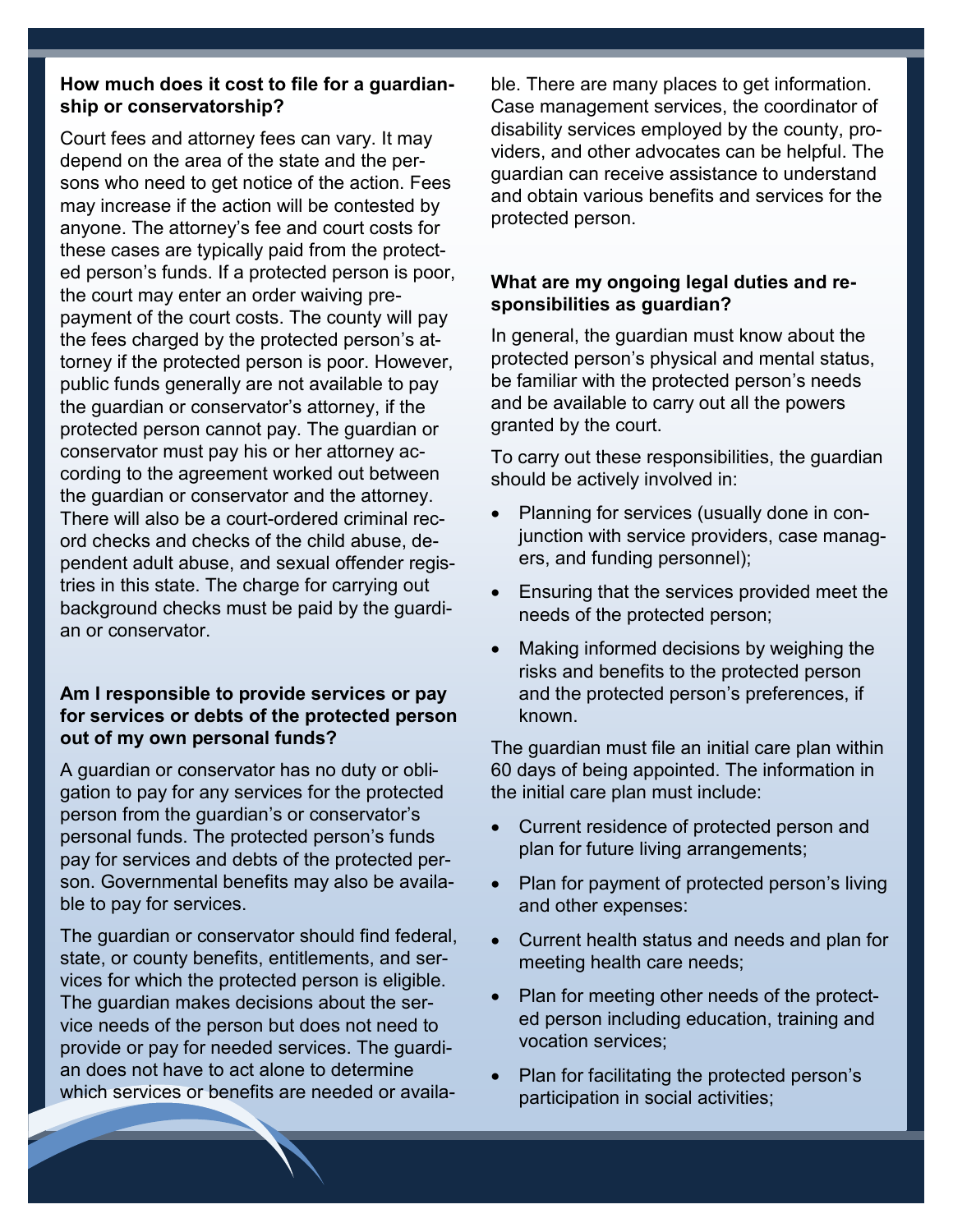**How much does it cost to file for a guardianship or conservatorship?**

Court fees and attorney fees can vary. It may depend on the area of the state and the persons who need to get notice of the action. Fees may increase if the action will be contested by anyone. The attorney's fee and court costs for these cases are typically paid from the protected person's funds. If a protected person is poor, the court may enter an order waiving prepayment of the court costs. The county will pay the fees charged by the protected person's attorney if the protected person is poor. However, public funds generally are not available to pay the guardian or conservator's attorney, if the protected person cannot pay. The guardian or conservator must pay his or her attorney according to the agreement worked out between the guardian or conservator and the attorney. There will also be a court-ordered criminal record checks and checks of the child abuse, dependent adult abuse, and sexual offender registries in this state. The charge for carrying out background checks must be paid by the guardian or conservator.

**Am I responsible to provide services or pay for services or debts of the protected person out of my own personal funds?**

A guardian or conservator has no duty or obligation to pay for any services for the protected person from the guardian's or conservator's personal funds. The protected person's funds pay for services and debts of the protected person. Governmental benefits may also be available to pay for services.

The guardian or conservator should find federal, state, or county benefits, entitlements, and services for which the protected person is eligible. The guardian makes decisions about the service needs of the person but does not need to provide or pay for needed services. The guardian does not have to act alone to determine which services or benefits are needed or available. There are many places to get information. Case management services, the coordinator of disability services employed by the county, providers, and other advocates can be helpful. The guardian can receive assistance to understand and obtain various benefits and services for the protected person.

**What are my ongoing legal duties and responsibilities as guardian?**

In general, the guardian must know about the protected person's physical and mental status, be familiar with the protected person's needs and be available to carry out all the powers granted by the court.

To carry out these responsibilities, the guardian should be actively involved in:

- Planning for services (usually done in conjunction with service providers, case managers, and funding personnel);
- Ensuring that the services provided meet the needs of the protected person;
- Making informed decisions by weighing the risks and benefits to the protected person and the protected person's preferences, if known.

The guardian must file an initial care plan within 60 days of being appointed. The information in the initial care plan must include:

- Current residence of protected person and plan for future living arrangements;
- Plan for payment of protected person's living and other expenses:
- Current health status and needs and plan for meeting health care needs;
- Plan for meeting other needs of the protected person including education, training and vocation services;
- Plan for facilitating the protected person's participation in social activities;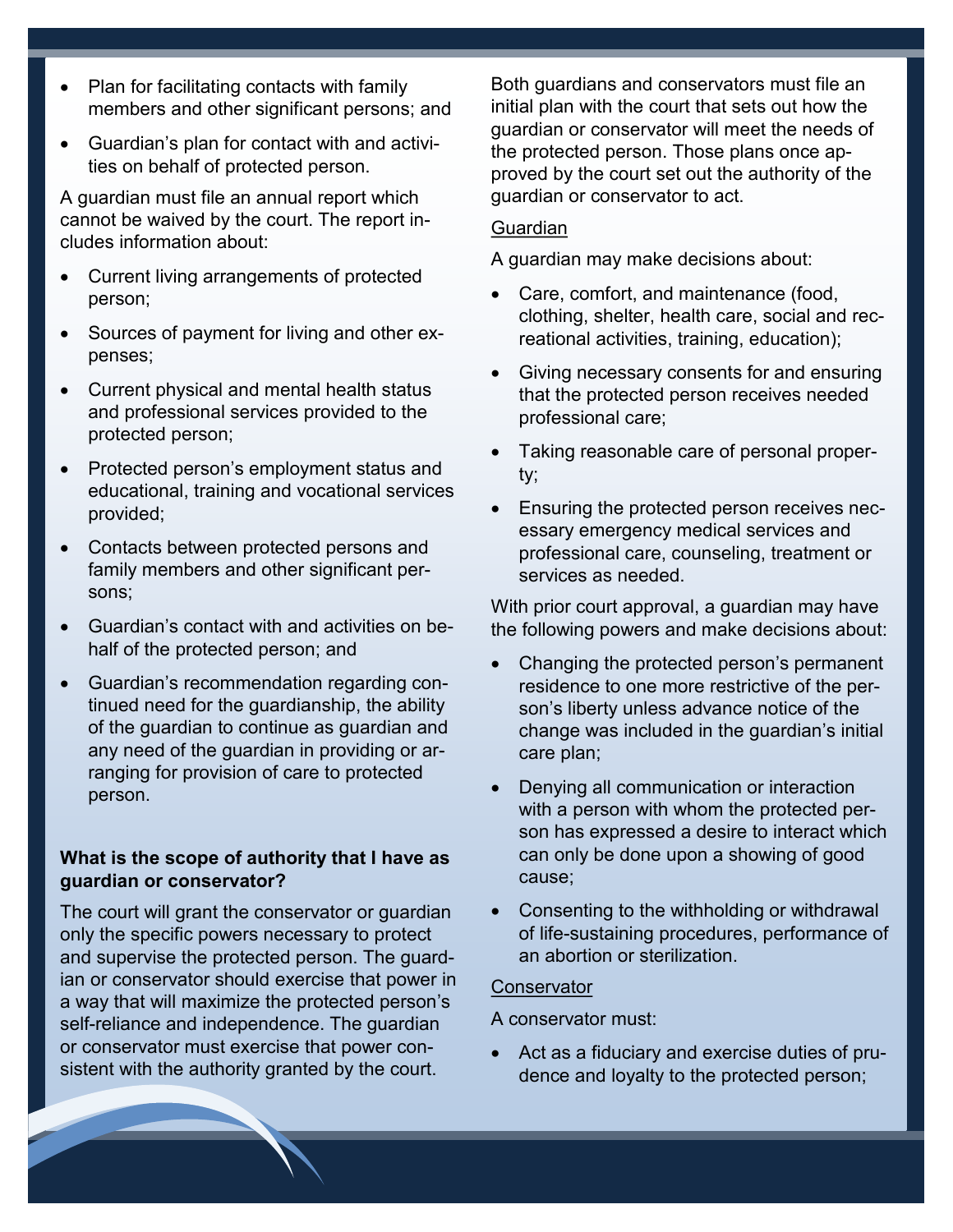- Plan for facilitating contacts with family members and other significant persons; and
- Guardian's plan for contact with and activities on behalf of protected person.

A guardian must file an annual report which cannot be waived by the court. The report includes information about:

- Current living arrangements of protected person;
- Sources of payment for living and other expenses;
- Current physical and mental health status and professional services provided to the protected person;
- Protected person's employment status and educational, training and vocational services provided;
- Contacts between protected persons and family members and other significant persons;
- Guardian's contact with and activities on behalf of the protected person; and
- Guardian's recommendation regarding continued need for the guardianship, the ability of the guardian to continue as guardian and any need of the guardian in providing or arranging for provision of care to protected person.

**What is the scope of authority that I have as guardian or conservator?**

The court will grant the conservator or guardian only the specific powers necessary to protect and supervise the protected person. The guardian or conservator should exercise that power in a way that will maximize the protected person's self-reliance and independence. The guardian or conservator must exercise that power consistent with the authority granted by the court.

Both guardians and conservators must file an initial plan with the court that sets out how the guardian or conservator will meet the needs of the protected person. Those plans once approved by the court set out the authority of the guardian or conservator to act.

Guardian

A guardian may make decisions about:

- Care, comfort, and maintenance (food, clothing, shelter, health care, social and recreational activities, training, education);
- Giving necessary consents for and ensuring that the protected person receives needed professional care;
- Taking reasonable care of personal property;
- Ensuring the protected person receives necessary emergency medical services and professional care, counseling, treatment or services as needed.

With prior court approval, a guardian may have the following powers and make decisions about:

- Changing the protected person's permanent residence to one more restrictive of the person's liberty unless advance notice of the change was included in the guardian's initial care plan;
- Denying all communication or interaction with a person with whom the protected person has expressed a desire to interact which can only be done upon a showing of good cause;
- Consenting to the withholding or withdrawal of life-sustaining procedures, performance of an abortion or sterilization.

Conservator

A conservator must:

- Act as a fiduciary and exercise duties of prudence and loyalty to the protected person;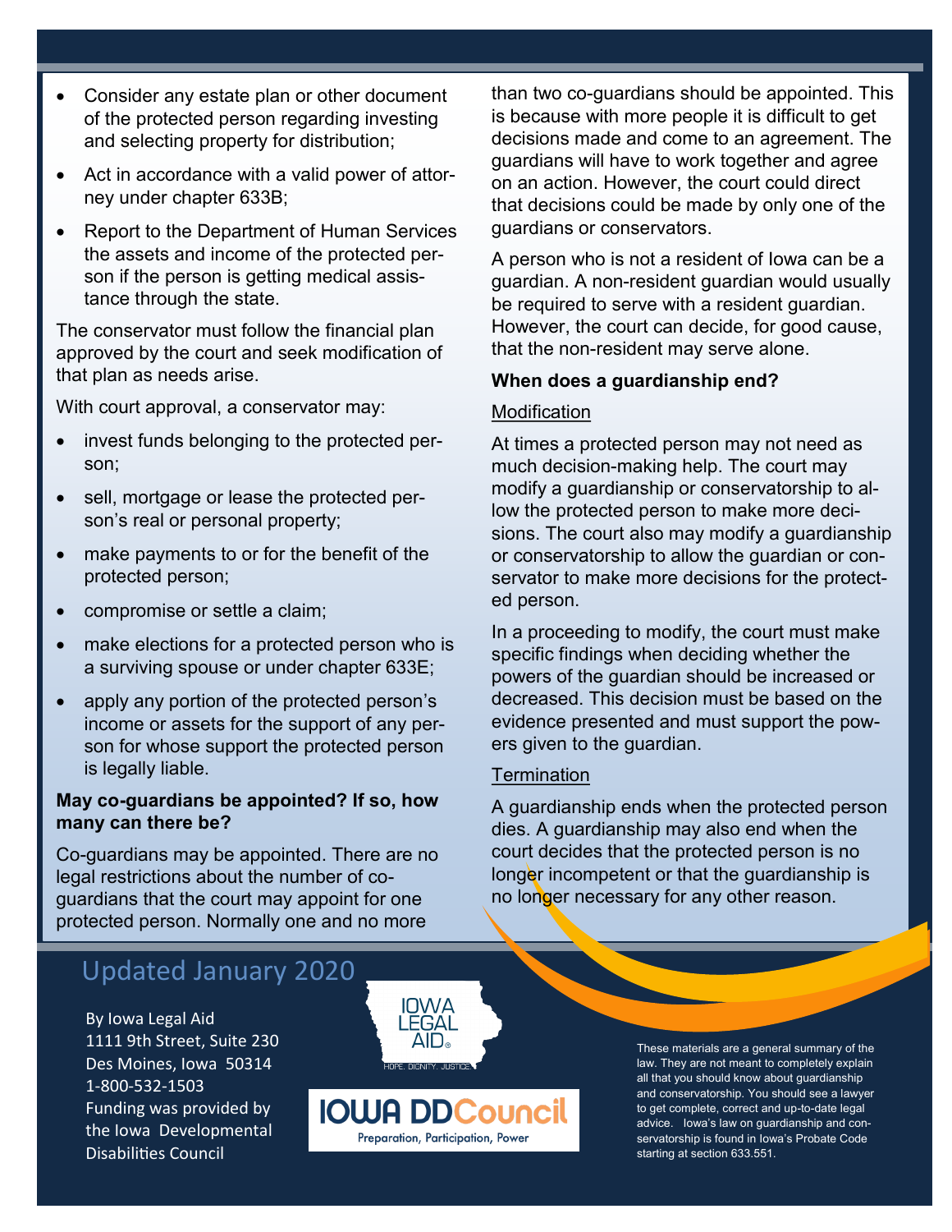- Consider any estate plan or other document of the protected person regarding investing and selecting property for distribution;
- Act in accordance with a valid power of attorney under chapter 633B;
- Report to the Department of Human Services the assets and income of the protected person if the person is getting medical assistance through the state.

The conservator must follow the financial plan approved by the court and seek modification of that plan as needs arise.

With court approval, a conservator may:

- invest funds belonging to the protected person;
- sell, mortgage or lease the protected person's real or personal property;
- make payments to or for the benefit of the protected person;
- compromise or settle a claim;
- make elections for a protected person who is a surviving spouse or under chapter 633E;
- apply any portion of the protected person's income or assets for the support of any person for whose support the protected person is legally liable.

**May co-guardians be appointed? If so, how many can there be?**

Co-guardians may be appointed. There are no legal restrictions about the number of co-guardians that the court may appoint for one protected person. Normally one and no more than two co-guardians should be appointed. This is because with more people it is difficult to get decisions made and come to an agreement. The guardians will have to work together and agree on an action. However, the court could direct that decisions could be made by only one of the guardians or conservators.

A person who is not a resident of Iowa can be a guardian. A non-resident guardian would usually be required to serve with a resident guardian. However, the court can decide, for good cause, that the non-resident may serve alone.

**When does a guardianship end?**

Modification

At times a protected person may not need as much decision-making help. The court may modify a guardianship or conservatorship to allow the protected person to make more decisions. The court also may modify a guardianship or conservatorship to allow the guardian or conservator to make more decisions for the protected person.

In a proceeding to modify, the court must make specific findings when deciding whether the powers of the guardian should be increased or decreased. This decision must be based on the evidence presented and must support the powers given to the guardian.

Termination

A guardianship ends when the protected person dies. A guardianship may also end when the court decides that the protected person is no longer incompetent or that the guardianship is no longer necessary for any other reason.

Updated January 2020

By Iowa Legal Aid
1111 9th Street, Suite 230
Des Moines, Iowa 50314
1-800-532-1503
Funding was provided by the Iowa Developmental Disabilities Council

IOWA LEGAL AID
HOPE. DIGNITY. JUSTICE.

IOWA DDCouncil
Preparation, Participation, Power

These materials are a general summary of the law. They are not meant to completely explain all that you should know about guardianship and conservatorship. You should see a lawyer to get complete, correct and up-to-date legal advice. Iowa's law on guardianship and conservatorship is found in Iowa's Probate Code starting at section 633.551.